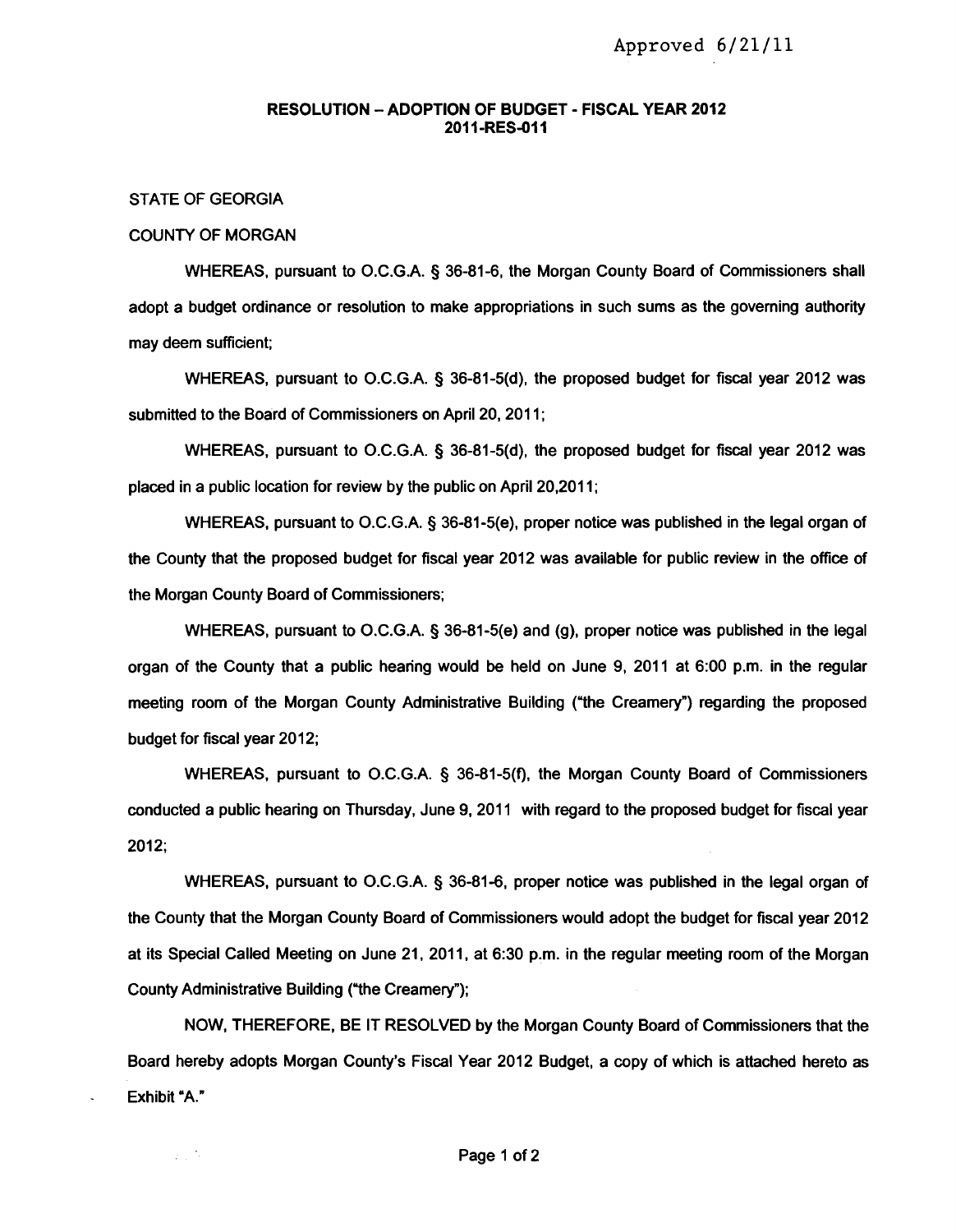Approved 6/21/11

**RESOLUTION – ADOPTION OF BUDGET - FISCAL YEAR 2012**
**2011-RES-011**

STATE OF GEORGIA

COUNTY OF MORGAN

WHEREAS, pursuant to O.C.G.A. § 36-81-6, the Morgan County Board of Commissioners shall adopt a budget ordinance or resolution to make appropriations in such sums as the governing authority may deem sufficient;

WHEREAS, pursuant to O.C.G.A. § 36-81-5(d), the proposed budget for fiscal year 2012 was submitted to the Board of Commissioners on April 20, 2011;

WHEREAS, pursuant to O.C.G.A. § 36-81-5(d), the proposed budget for fiscal year 2012 was placed in a public location for review by the public on April 20,2011;

WHEREAS, pursuant to O.C.G.A. § 36-81-5(e), proper notice was published in the legal organ of the County that the proposed budget for fiscal year 2012 was available for public review in the office of the Morgan County Board of Commissioners;

WHEREAS, pursuant to O.C.G.A. § 36-81-5(e) and (g), proper notice was published in the legal organ of the County that a public hearing would be held on June 9, 2011 at 6:00 p.m. in the regular meeting room of the Morgan County Administrative Building ("the Creamery") regarding the proposed budget for fiscal year 2012;

WHEREAS, pursuant to O.C.G.A. § 36-81-5(f), the Morgan County Board of Commissioners conducted a public hearing on Thursday, June 9, 2011 with regard to the proposed budget for fiscal year 2012;

WHEREAS, pursuant to O.C.G.A. § 36-81-6, proper notice was published in the legal organ of the County that the Morgan County Board of Commissioners would adopt the budget for fiscal year 2012 at its Special Called Meeting on June 21, 2011, at 6:30 p.m. in the regular meeting room of the Morgan County Administrative Building ("the Creamery");

NOW, THEREFORE, BE IT RESOLVED by the Morgan County Board of Commissioners that the Board hereby adopts Morgan County's Fiscal Year 2012 Budget, a copy of which is attached hereto as Exhibit "A."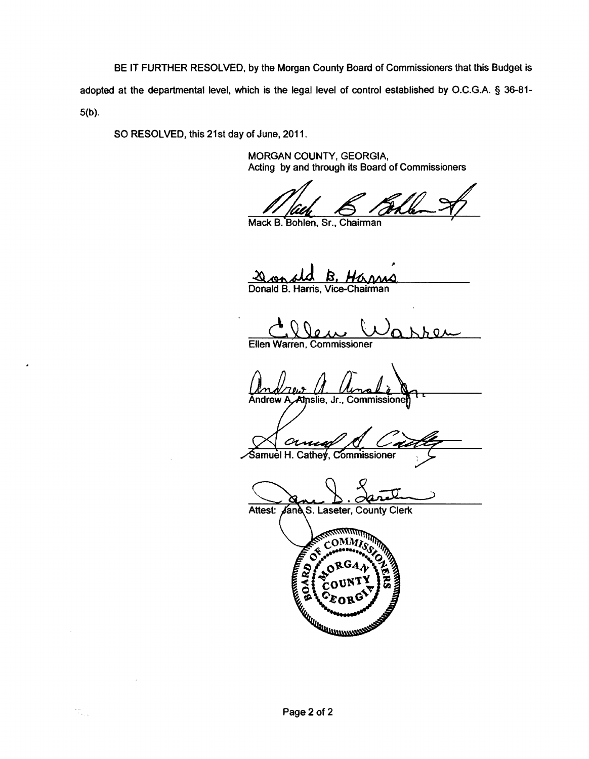BE IT FURTHER RESOLVED, by the Morgan County Board of Commissioners that this Budget is adopted at the departmental level, which is the legal level of control established by O.C.G.A. § 36-81-5(b).

SO RESOLVED, this 21st day of June, 2011.

MORGAN COUNTY, GEORGIA,
Acting by and through its Board of Commissioners

Mack B. Bohlen, Sr., Chairman

Donald B. Harris, Vice-Chairman

Ellen Warren, Commissioner

Andrew A. Ainslie, Jr., Commissioner

Samuel H. Cathey, Commissioner

Attest: Jane S. Laseter, County Clerk

BOARD OF COMMISSIONERS MORGAN COUNTY GEORGIA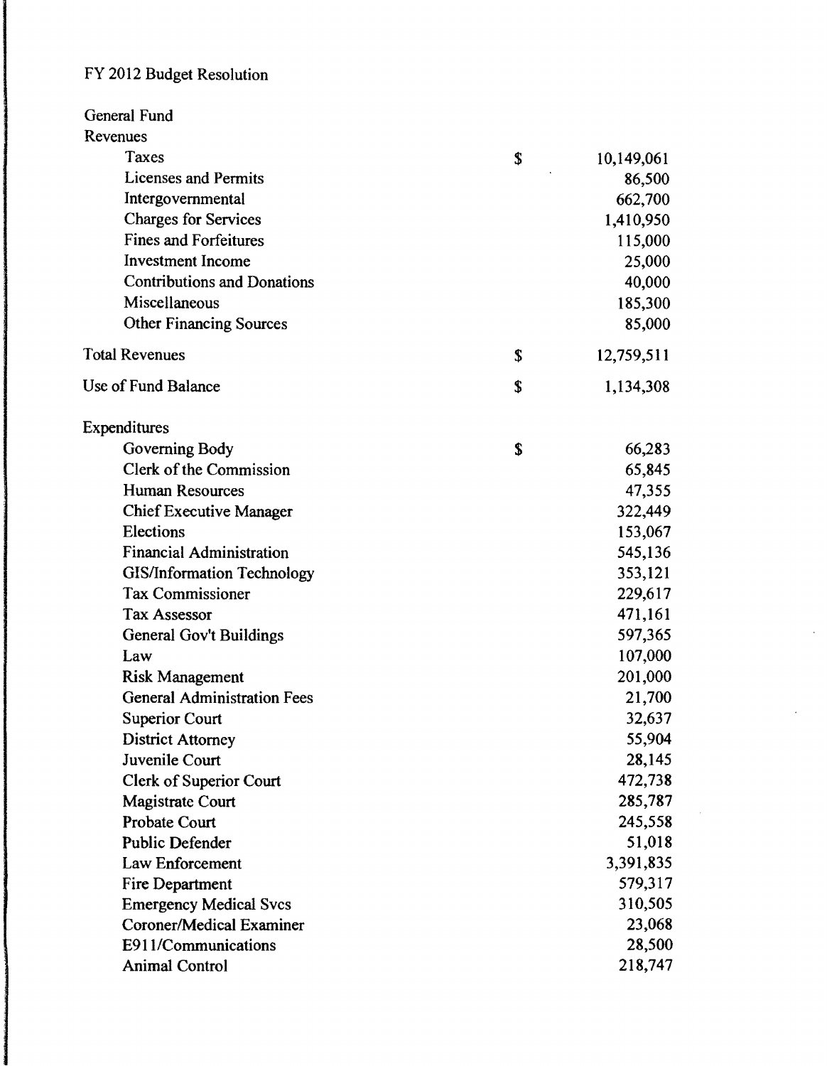FY 2012 Budget Resolution

| General Fund | | |
|---|---|---|
| **Revenues** | | |
| Taxes | $ | 10,149,061 |
| Licenses and Permits | | 86,500 |
| Intergovernmental | | 662,700 |
| Charges for Services | | 1,410,950 |
| Fines and Forfeitures | | 115,000 |
| Investment Income | | 25,000 |
| Contributions and Donations | | 40,000 |
| Miscellaneous | | 185,300 |
| Other Financing Sources | | 85,000 |
| Total Revenues | $ | 12,759,511 |
| Use of Fund Balance | $ | 1,134,308 |
| **Expenditures** | | |
| Governing Body | $ | 66,283 |
| Clerk of the Commission | | 65,845 |
| Human Resources | | 47,355 |
| Chief Executive Manager | | 322,449 |
| Elections | | 153,067 |
| Financial Administration | | 545,136 |
| GIS/Information Technology | | 353,121 |
| Tax Commissioner | | 229,617 |
| Tax Assessor | | 471,161 |
| General Gov't Buildings | | 597,365 |
| Law | | 107,000 |
| Risk Management | | 201,000 |
| General Administration Fees | | 21,700 |
| Superior Court | | 32,637 |
| District Attorney | | 55,904 |
| Juvenile Court | | 28,145 |
| Clerk of Superior Court | | 472,738 |
| Magistrate Court | | 285,787 |
| Probate Court | | 245,558 |
| Public Defender | | 51,018 |
| Law Enforcement | | 3,391,835 |
| Fire Department | | 579,317 |
| Emergency Medical Svcs | | 310,505 |
| Coroner/Medical Examiner | | 23,068 |
| E911/Communications | | 28,500 |
| Animal Control | | 218,747 |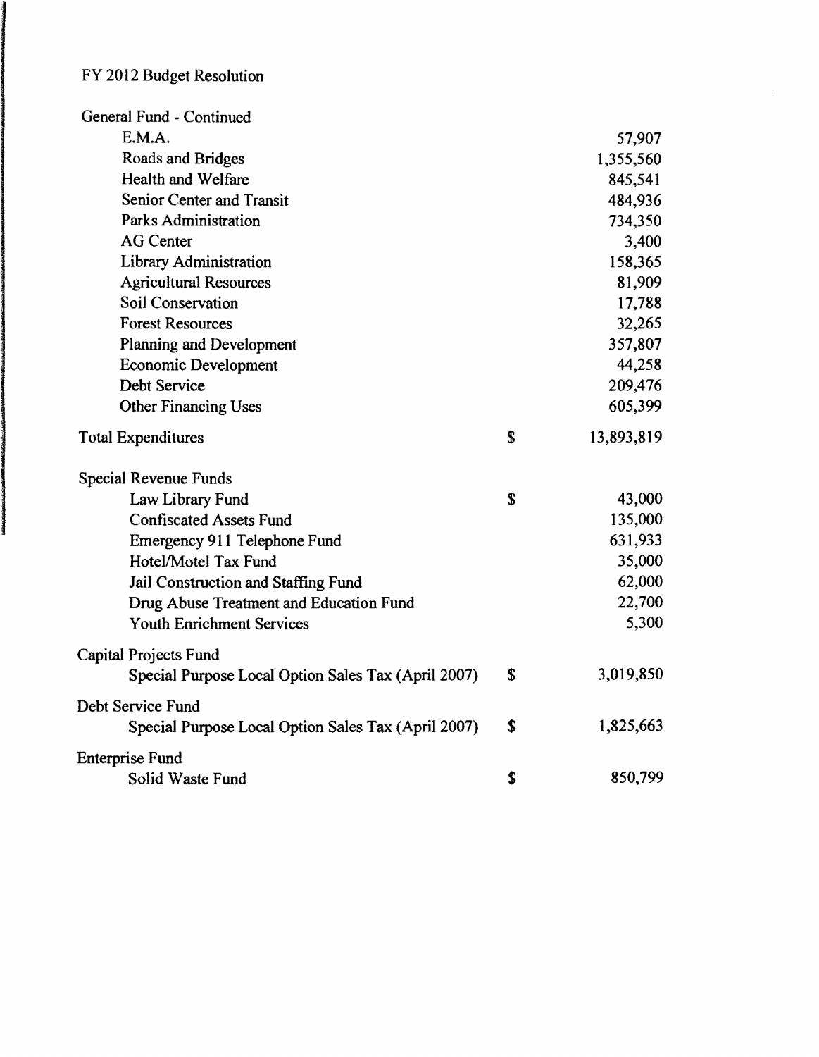FY 2012 Budget Resolution

| | | |
|---|---|---|
| **General Fund - Continued** | | |
| E.M.A. | | 57,907 |
| Roads and Bridges | | 1,355,560 |
| Health and Welfare | | 845,541 |
| Senior Center and Transit | | 484,936 |
| Parks Administration | | 734,350 |
| AG Center | | 3,400 |
| Library Administration | | 158,365 |
| Agricultural Resources | | 81,909 |
| Soil Conservation | | 17,788 |
| Forest Resources | | 32,265 |
| Planning and Development | | 357,807 |
| Economic Development | | 44,258 |
| Debt Service | | 209,476 |
| Other Financing Uses | | 605,399 |
| Total Expenditures | $ | 13,893,819 |
| **Special Revenue Funds** | | |
| Law Library Fund | $ | 43,000 |
| Confiscated Assets Fund | | 135,000 |
| Emergency 911 Telephone Fund | | 631,933 |
| Hotel/Motel Tax Fund | | 35,000 |
| Jail Construction and Staffing Fund | | 62,000 |
| Drug Abuse Treatment and Education Fund | | 22,700 |
| Youth Enrichment Services | | 5,300 |
| **Capital Projects Fund** | | |
| Special Purpose Local Option Sales Tax (April 2007) | $ | 3,019,850 |
| **Debt Service Fund** | | |
| Special Purpose Local Option Sales Tax (April 2007) | $ | 1,825,663 |
| **Enterprise Fund** | | |
| Solid Waste Fund | $ | 850,799 |